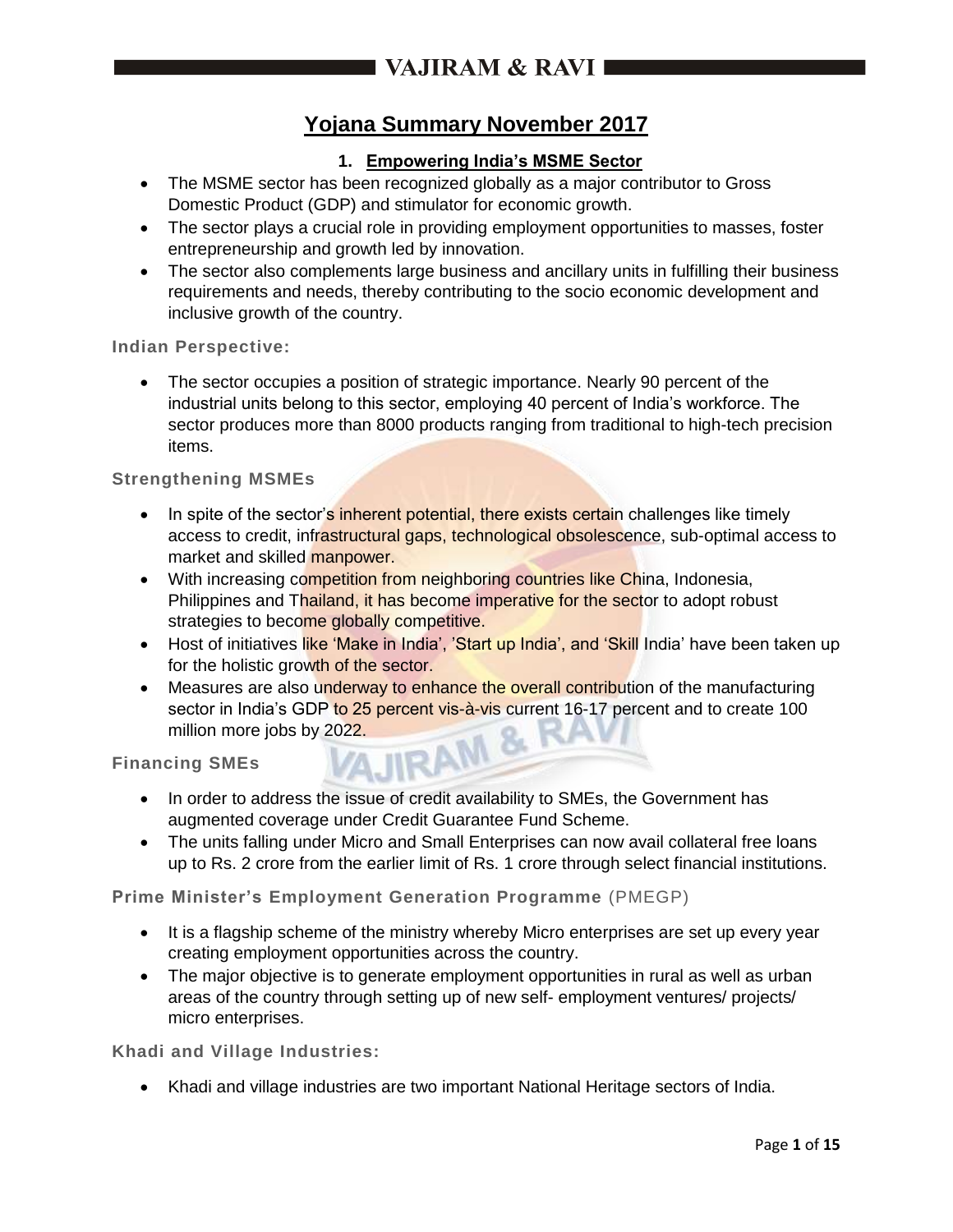# Yojana Summary November 2017

## 1. Empowering India's MSME Sector

- The MSME sector has been recognized globally as a major contributor to Gross Domestic Product (GDP) and stimulator for economic growth.
- The sector plays a crucial role in providing employment opportunities to masses, foster entrepreneurship and growth led by innovation.
- The sector also complements large business and ancillary units in fulfilling their business requirements and needs, thereby contributing to the socio economic development and inclusive growth of the country.

### Indian Perspective:

- The sector occupies a position of strategic importance. Nearly 90 percent of the industrial units belong to this sector, employing 40 percent of India's workforce. The sector produces more than 8000 products ranging from traditional to high-tech precision items.

### Strengthening MSMEs

- In spite of the sector's inherent potential, there exists certain challenges like timely access to credit, infrastructural gaps, technological obsolescence, sub-optimal access to market and skilled manpower.
- With increasing competition from neighboring countries like China, Indonesia, Philippines and Thailand, it has become imperative for the sector to adopt robust strategies to become globally competitive.
- Host of initiatives like 'Make in India', 'Start up India', and 'Skill India' have been taken up for the holistic growth of the sector.
- Measures are also underway to enhance the overall contribution of the manufacturing sector in India's GDP to 25 percent vis-à-vis current 16-17 percent and to create 100 million more jobs by 2022.

### Financing SMEs

- In order to address the issue of credit availability to SMEs, the Government has augmented coverage under Credit Guarantee Fund Scheme.
- The units falling under Micro and Small Enterprises can now avail collateral free loans up to Rs. 2 crore from the earlier limit of Rs. 1 crore through select financial institutions.

### Prime Minister's Employment Generation Programme (PMEGP)

- It is a flagship scheme of the ministry whereby Micro enterprises are set up every year creating employment opportunities across the country.
- The major objective is to generate employment opportunities in rural as well as urban areas of the country through setting up of new self- employment ventures/ projects/ micro enterprises.

### Khadi and Village Industries:

- Khadi and village industries are two important National Heritage sectors of India.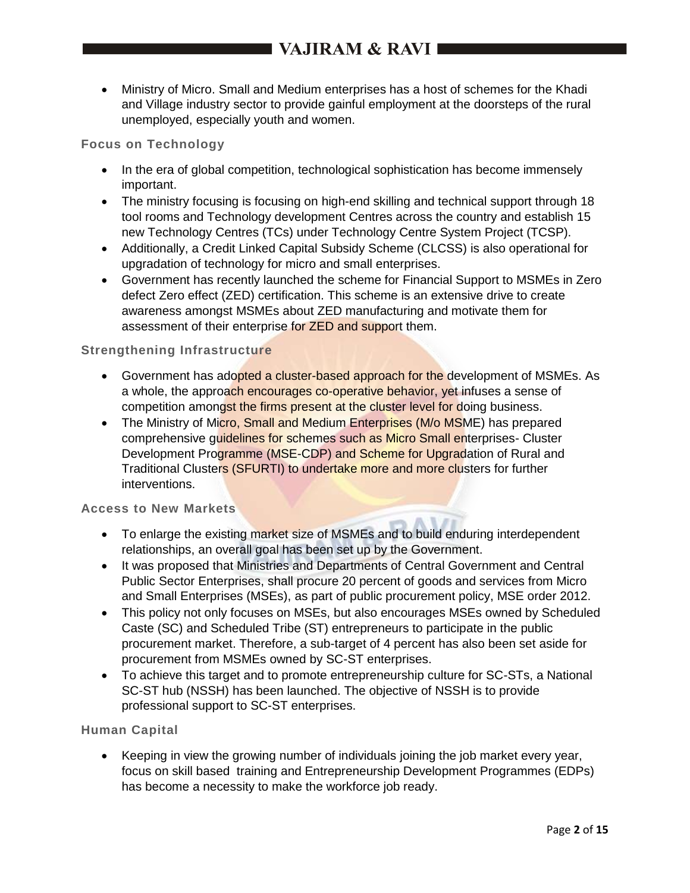- Ministry of Micro. Small and Medium enterprises has a host of schemes for the Khadi and Village industry sector to provide gainful employment at the doorsteps of the rural unemployed, especially youth and women.

### Focus on Technology

- In the era of global competition, technological sophistication has become immensely important.
- The ministry focusing is focusing on high-end skilling and technical support through 18 tool rooms and Technology development Centres across the country and establish 15 new Technology Centres (TCs) under Technology Centre System Project (TCSP).
- Additionally, a Credit Linked Capital Subsidy Scheme (CLCSS) is also operational for upgradation of technology for micro and small enterprises.
- Government has recently launched the scheme for Financial Support to MSMEs in Zero defect Zero effect (ZED) certification. This scheme is an extensive drive to create awareness amongst MSMEs about ZED manufacturing and motivate them for assessment of their enterprise for ZED and support them.

### Strengthening Infrastructure

- Government has adopted a cluster-based approach for the development of MSMEs. As a whole, the approach encourages co-operative behavior, yet infuses a sense of competition amongst the firms present at the cluster level for doing business.
- The Ministry of Micro, Small and Medium Enterprises (M/o MSME) has prepared comprehensive guidelines for schemes such as Micro Small enterprises- Cluster Development Programme (MSE-CDP) and Scheme for Upgradation of Rural and Traditional Clusters (SFURTI) to undertake more and more clusters for further interventions.

### Access to New Markets

- To enlarge the existing market size of MSMEs and to build enduring interdependent relationships, an overall goal has been set up by the Government.
- It was proposed that Ministries and Departments of Central Government and Central Public Sector Enterprises, shall procure 20 percent of goods and services from Micro and Small Enterprises (MSEs), as part of public procurement policy, MSE order 2012.
- This policy not only focuses on MSEs, but also encourages MSEs owned by Scheduled Caste (SC) and Scheduled Tribe (ST) entrepreneurs to participate in the public procurement market. Therefore, a sub-target of 4 percent has also been set aside for procurement from MSMEs owned by SC-ST enterprises.
- To achieve this target and to promote entrepreneurship culture for SC-STs, a National SC-ST hub (NSSH) has been launched. The objective of NSSH is to provide professional support to SC-ST enterprises.

### Human Capital

- Keeping in view the growing number of individuals joining the job market every year, focus on skill based training and Entrepreneurship Development Programmes (EDPs) has become a necessity to make the workforce job ready.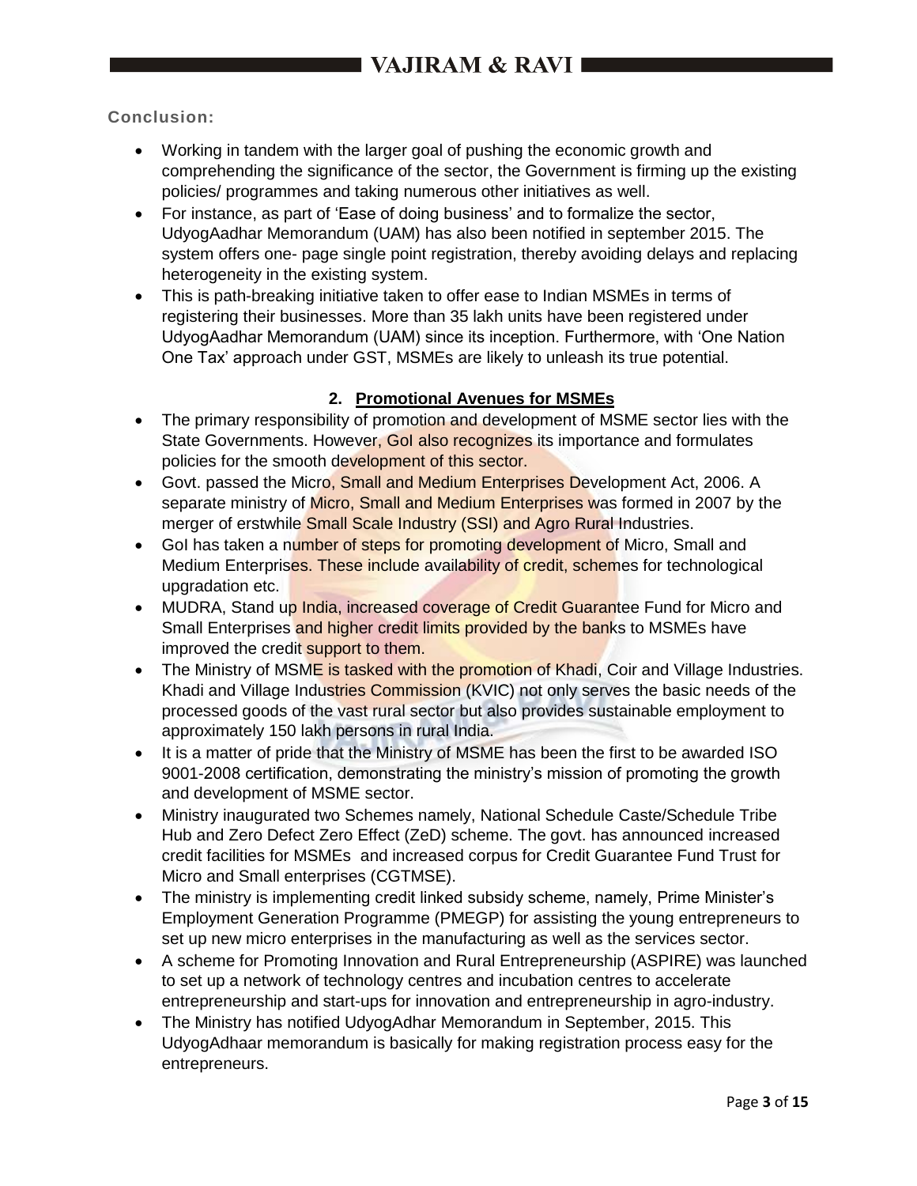**Conclusion:**

- Working in tandem with the larger goal of pushing the economic growth and comprehending the significance of the sector, the Government is firming up the existing policies/ programmes and taking numerous other initiatives as well.
- For instance, as part of 'Ease of doing business' and to formalize the sector, UdyogAadhar Memorandum (UAM) has also been notified in september 2015. The system offers one- page single point registration, thereby avoiding delays and replacing heterogeneity in the existing system.
- This is path-breaking initiative taken to offer ease to Indian MSMEs in terms of registering their businesses. More than 35 lakh units have been registered under UdyogAadhar Memorandum (UAM) since its inception. Furthermore, with 'One Nation One Tax' approach under GST, MSMEs are likely to unleash its true potential.

## 2. Promotional Avenues for MSMEs

- The primary responsibility of promotion and development of MSME sector lies with the State Governments. However, GoI also recognizes its importance and formulates policies for the smooth development of this sector.
- Govt. passed the Micro, Small and Medium Enterprises Development Act, 2006. A separate ministry of Micro, Small and Medium Enterprises was formed in 2007 by the merger of erstwhile Small Scale Industry (SSI) and Agro Rural Industries.
- GoI has taken a number of steps for promoting development of Micro, Small and Medium Enterprises. These include availability of credit, schemes for technological upgradation etc.
- MUDRA, Stand up India, increased coverage of Credit Guarantee Fund for Micro and Small Enterprises and higher credit limits provided by the banks to MSMEs have improved the credit support to them.
- The Ministry of MSME is tasked with the promotion of Khadi, Coir and Village Industries. Khadi and Village Industries Commission (KVIC) not only serves the basic needs of the processed goods of the vast rural sector but also provides sustainable employment to approximately 150 lakh persons in rural India.
- It is a matter of pride that the Ministry of MSME has been the first to be awarded ISO 9001-2008 certification, demonstrating the ministry's mission of promoting the growth and development of MSME sector.
- Ministry inaugurated two Schemes namely, National Schedule Caste/Schedule Tribe Hub and Zero Defect Zero Effect (ZeD) scheme. The govt. has announced increased credit facilities for MSMEs and increased corpus for Credit Guarantee Fund Trust for Micro and Small enterprises (CGTMSE).
- The ministry is implementing credit linked subsidy scheme, namely, Prime Minister's Employment Generation Programme (PMEGP) for assisting the young entrepreneurs to set up new micro enterprises in the manufacturing as well as the services sector.
- A scheme for Promoting Innovation and Rural Entrepreneurship (ASPIRE) was launched to set up a network of technology centres and incubation centres to accelerate entrepreneurship and start-ups for innovation and entrepreneurship in agro-industry.
- The Ministry has notified UdyogAdhar Memorandum in September, 2015. This UdyogAdhaar memorandum is basically for making registration process easy for the entrepreneurs.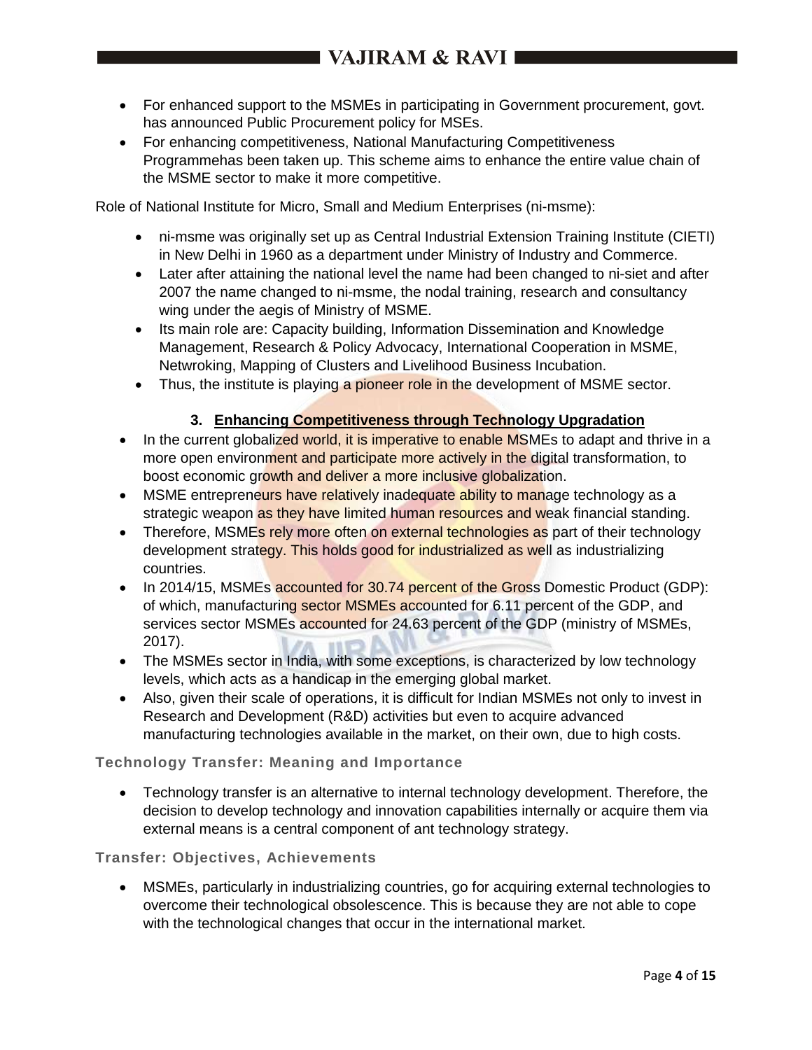- For enhanced support to the MSMEs in participating in Government procurement, govt. has announced Public Procurement policy for MSEs.
- For enhancing competitiveness, National Manufacturing Competitiveness Programmehas been taken up. This scheme aims to enhance the entire value chain of the MSME sector to make it more competitive.

Role of National Institute for Micro, Small and Medium Enterprises (ni-msme):

- ni-msme was originally set up as Central Industrial Extension Training Institute (CIETI) in New Delhi in 1960 as a department under Ministry of Industry and Commerce.
- Later after attaining the national level the name had been changed to ni-siet and after 2007 the name changed to ni-msme, the nodal training, research and consultancy wing under the aegis of Ministry of MSME.
- Its main role are: Capacity building, Information Dissemination and Knowledge Management, Research & Policy Advocacy, International Cooperation in MSME, Netwroking, Mapping of Clusters and Livelihood Business Incubation.
- Thus, the institute is playing a pioneer role in the development of MSME sector.

### 3. Enhancing Competitiveness through Technology Upgradation

- In the current globalized world, it is imperative to enable MSMEs to adapt and thrive in a more open environment and participate more actively in the digital transformation, to boost economic growth and deliver a more inclusive globalization.
- MSME entrepreneurs have relatively inadequate ability to manage technology as a strategic weapon as they have limited human resources and weak financial standing.
- Therefore, MSMEs rely more often on external technologies as part of their technology development strategy. This holds good for industrialized as well as industrializing countries.
- In 2014/15, MSMEs accounted for 30.74 percent of the Gross Domestic Product (GDP): of which, manufacturing sector MSMEs accounted for 6.11 percent of the GDP, and services sector MSMEs accounted for 24.63 percent of the GDP (ministry of MSMEs, 2017).
- The MSMEs sector in India, with some exceptions, is characterized by low technology levels, which acts as a handicap in the emerging global market.
- Also, given their scale of operations, it is difficult for Indian MSMEs not only to invest in Research and Development (R&D) activities but even to acquire advanced manufacturing technologies available in the market, on their own, due to high costs.

#### Technology Transfer: Meaning and Importance

- Technology transfer is an alternative to internal technology development. Therefore, the decision to develop technology and innovation capabilities internally or acquire them via external means is a central component of ant technology strategy.

#### Transfer: Objectives, Achievements

- MSMEs, particularly in industrializing countries, go for acquiring external technologies to overcome their technological obsolescence. This is because they are not able to cope with the technological changes that occur in the international market.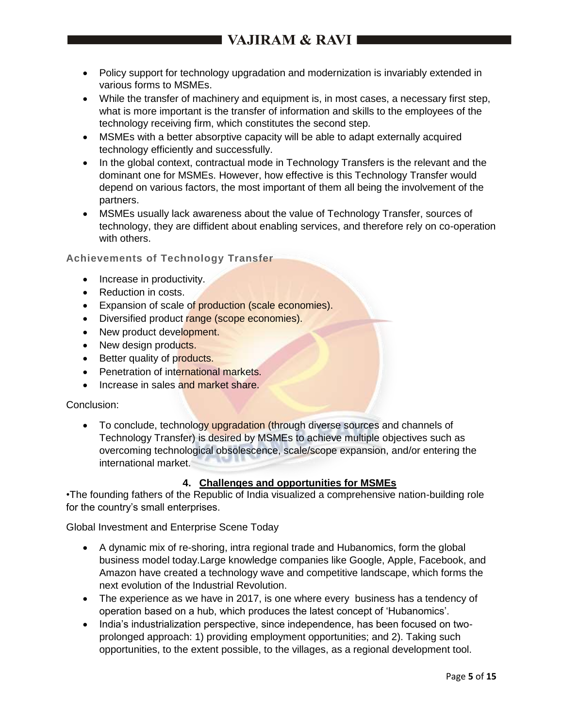- Policy support for technology upgradation and modernization is invariably extended in various forms to MSMEs.
- While the transfer of machinery and equipment is, in most cases, a necessary first step, what is more important is the transfer of information and skills to the employees of the technology receiving firm, which constitutes the second step.
- MSMEs with a better absorptive capacity will be able to adapt externally acquired technology efficiently and successfully.
- In the global context, contractual mode in Technology Transfers is the relevant and the dominant one for MSMEs. However, how effective is this Technology Transfer would depend on various factors, the most important of them all being the involvement of the partners.
- MSMEs usually lack awareness about the value of Technology Transfer, sources of technology, they are diffident about enabling services, and therefore rely on co-operation with others.

### Achievements of Technology Transfer

- Increase in productivity.
- Reduction in costs.
- Expansion of scale of production (scale economies).
- Diversified product range (scope economies).
- New product development.
- New design products.
- Better quality of products.
- Penetration of international markets.
- Increase in sales and market share.

Conclusion:

- To conclude, technology upgradation (through diverse sources and channels of Technology Transfer) is desired by MSMEs to achieve multiple objectives such as overcoming technological obsolescence, scale/scope expansion, and/or entering the international market.

## 4. Challenges and opportunities for MSMEs

•The founding fathers of the Republic of India visualized a comprehensive nation-building role for the country's small enterprises.

Global Investment and Enterprise Scene Today

- A dynamic mix of re-shoring, intra regional trade and Hubanomics, form the global business model today.Large knowledge companies like Google, Apple, Facebook, and Amazon have created a technology wave and competitive landscape, which forms the next evolution of the Industrial Revolution.
- The experience as we have in 2017, is one where every business has a tendency of operation based on a hub, which produces the latest concept of 'Hubanomics'.
- India's industrialization perspective, since independence, has been focused on two-prolonged approach: 1) providing employment opportunities; and 2). Taking such opportunities, to the extent possible, to the villages, as a regional development tool.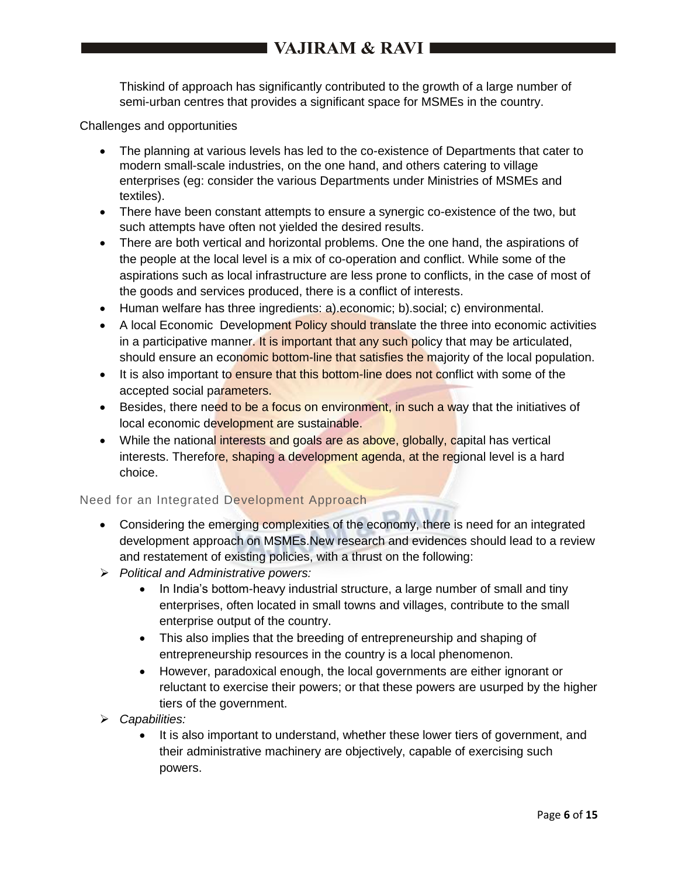Thiskind of approach has significantly contributed to the growth of a large number of semi-urban centres that provides a significant space for MSMEs in the country.

Challenges and opportunities

- The planning at various levels has led to the co-existence of Departments that cater to modern small-scale industries, on the one hand, and others catering to village enterprises (eg: consider the various Departments under Ministries of MSMEs and textiles).
- There have been constant attempts to ensure a synergic co-existence of the two, but such attempts have often not yielded the desired results.
- There are both vertical and horizontal problems. One the one hand, the aspirations of the people at the local level is a mix of co-operation and conflict. While some of the aspirations such as local infrastructure are less prone to conflicts, in the case of most of the goods and services produced, there is a conflict of interests.
- Human welfare has three ingredients: a).economic; b).social; c) environmental.
- A local Economic Development Policy should translate the three into economic activities in a participative manner. It is important that any such policy that may be articulated, should ensure an economic bottom-line that satisfies the majority of the local population.
- It is also important to ensure that this bottom-line does not conflict with some of the accepted social parameters.
- Besides, there need to be a focus on environment, in such a way that the initiatives of local economic development are sustainable.
- While the national interests and goals are as above, globally, capital has vertical interests. Therefore, shaping a development agenda, at the regional level is a hard choice.

## Need for an Integrated Development Approach

- Considering the emerging complexities of the economy, there is need for an integrated development approach on MSMEs.New research and evidences should lead to a review and restatement of existing policies, with a thrust on the following:
- *Political and Administrative powers:*
  - In India's bottom-heavy industrial structure, a large number of small and tiny enterprises, often located in small towns and villages, contribute to the small enterprise output of the country.
  - This also implies that the breeding of entrepreneurship and shaping of entrepreneurship resources in the country is a local phenomenon.
  - However, paradoxical enough, the local governments are either ignorant or reluctant to exercise their powers; or that these powers are usurped by the higher tiers of the government.
- *Capabilities:*
  - It is also important to understand, whether these lower tiers of government, and their administrative machinery are objectively, capable of exercising such powers.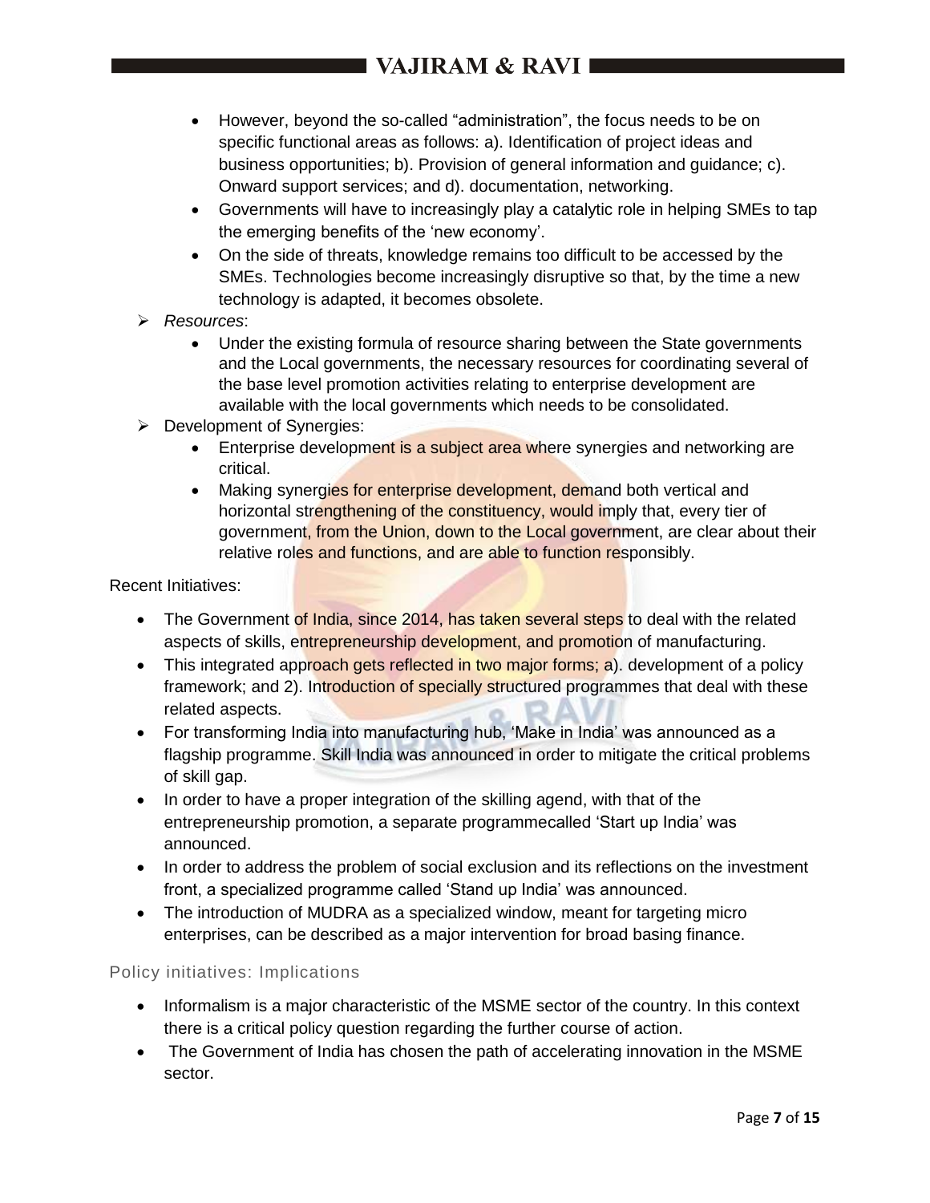- However, beyond the so-called "administration", the focus needs to be on specific functional areas as follows: a). Identification of project ideas and business opportunities; b). Provision of general information and guidance; c). Onward support services; and d). documentation, networking.
- Governments will have to increasingly play a catalytic role in helping SMEs to tap the emerging benefits of the 'new economy'.
- On the side of threats, knowledge remains too difficult to be accessed by the SMEs. Technologies become increasingly disruptive so that, by the time a new technology is adapted, it becomes obsolete.

➢ *Resources*:
- Under the existing formula of resource sharing between the State governments and the Local governments, the necessary resources for coordinating several of the base level promotion activities relating to enterprise development are available with the local governments which needs to be consolidated.

➢ Development of Synergies:
- Enterprise development is a subject area where synergies and networking are critical.
- Making synergies for enterprise development, demand both vertical and horizontal strengthening of the constituency, would imply that, every tier of government, from the Union, down to the Local government, are clear about their relative roles and functions, and are able to function responsibly.

Recent Initiatives:

- The Government of India, since 2014, has taken several steps to deal with the related aspects of skills, entrepreneurship development, and promotion of manufacturing.
- This integrated approach gets reflected in two major forms; a). development of a policy framework; and 2). Introduction of specially structured programmes that deal with these related aspects.
- For transforming India into manufacturing hub, 'Make in India' was announced as a flagship programme. Skill India was announced in order to mitigate the critical problems of skill gap.
- In order to have a proper integration of the skilling agend, with that of the entrepreneurship promotion, a separate programmecalled 'Start up India' was announced.
- In order to address the problem of social exclusion and its reflections on the investment front, a specialized programme called 'Stand up India' was announced.
- The introduction of MUDRA as a specialized window, meant for targeting micro enterprises, can be described as a major intervention for broad basing finance.

### Policy initiatives: Implications

- Informalism is a major characteristic of the MSME sector of the country. In this context there is a critical policy question regarding the further course of action.
- The Government of India has chosen the path of accelerating innovation in the MSME sector.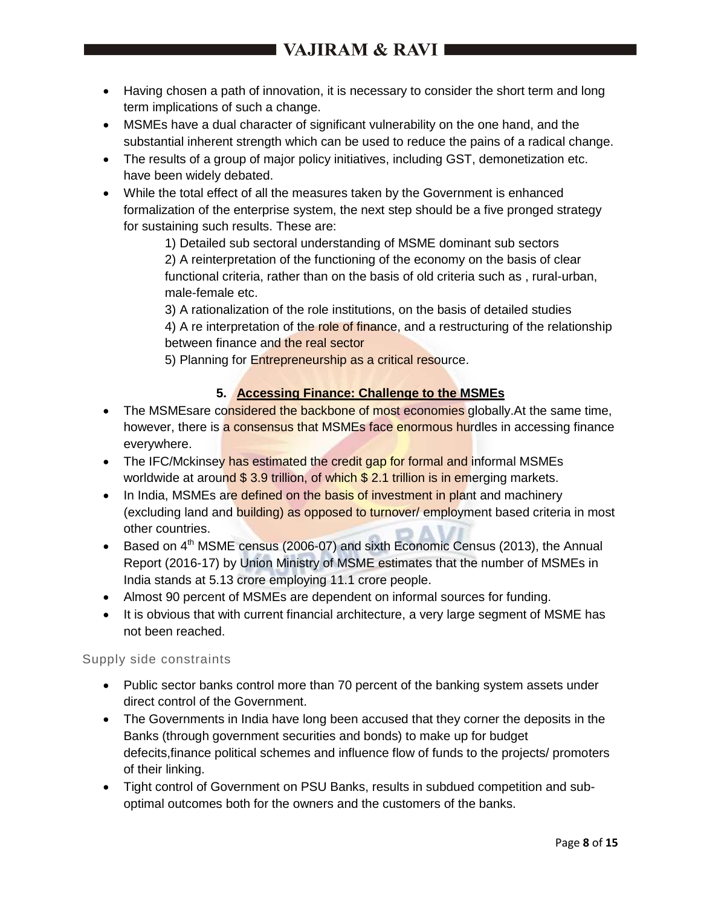- Having chosen a path of innovation, it is necessary to consider the short term and long term implications of such a change.
- MSMEs have a dual character of significant vulnerability on the one hand, and the substantial inherent strength which can be used to reduce the pains of a radical change.
- The results of a group of major policy initiatives, including GST, demonetization etc. have been widely debated.
- While the total effect of all the measures taken by the Government is enhanced formalization of the enterprise system, the next step should be a five pronged strategy for sustaining such results. These are:

    1) Detailed sub sectoral understanding of MSME dominant sub sectors

    2) A reinterpretation of the functioning of the economy on the basis of clear functional criteria, rather than on the basis of old criteria such as , rural-urban, male-female etc.

    3) A rationalization of the role institutions, on the basis of detailed studies

    4) A re interpretation of the role of finance, and a restructuring of the relationship between finance and the real sector

    5) Planning for Entrepreneurship as a critical resource.

### 5. Accessing Finance: Challenge to the MSMEs

- The MSMEsare considered the backbone of most economies globally.At the same time, however, there is a consensus that MSMEs face enormous hurdles in accessing finance everywhere.
- The IFC/Mckinsey has estimated the credit gap for formal and informal MSMEs worldwide at around $ 3.9 trillion, of which $ 2.1 trillion is in emerging markets.
- In India, MSMEs are defined on the basis of investment in plant and machinery (excluding land and building) as opposed to turnover/ employment based criteria in most other countries.
- Based on 4th MSME census (2006-07) and sixth Economic Census (2013), the Annual Report (2016-17) by Union Ministry of MSME estimates that the number of MSMEs in India stands at 5.13 crore employing 11.1 crore people.
- Almost 90 percent of MSMEs are dependent on informal sources for funding.
- It is obvious that with current financial architecture, a very large segment of MSME has not been reached.

#### Supply side constraints

- Public sector banks control more than 70 percent of the banking system assets under direct control of the Government.
- The Governments in India have long been accused that they corner the deposits in the Banks (through government securities and bonds) to make up for budget defecits,finance political schemes and influence flow of funds to the projects/ promoters of their linking.
- Tight control of Government on PSU Banks, results in subdued competition and sub-optimal outcomes both for the owners and the customers of the banks.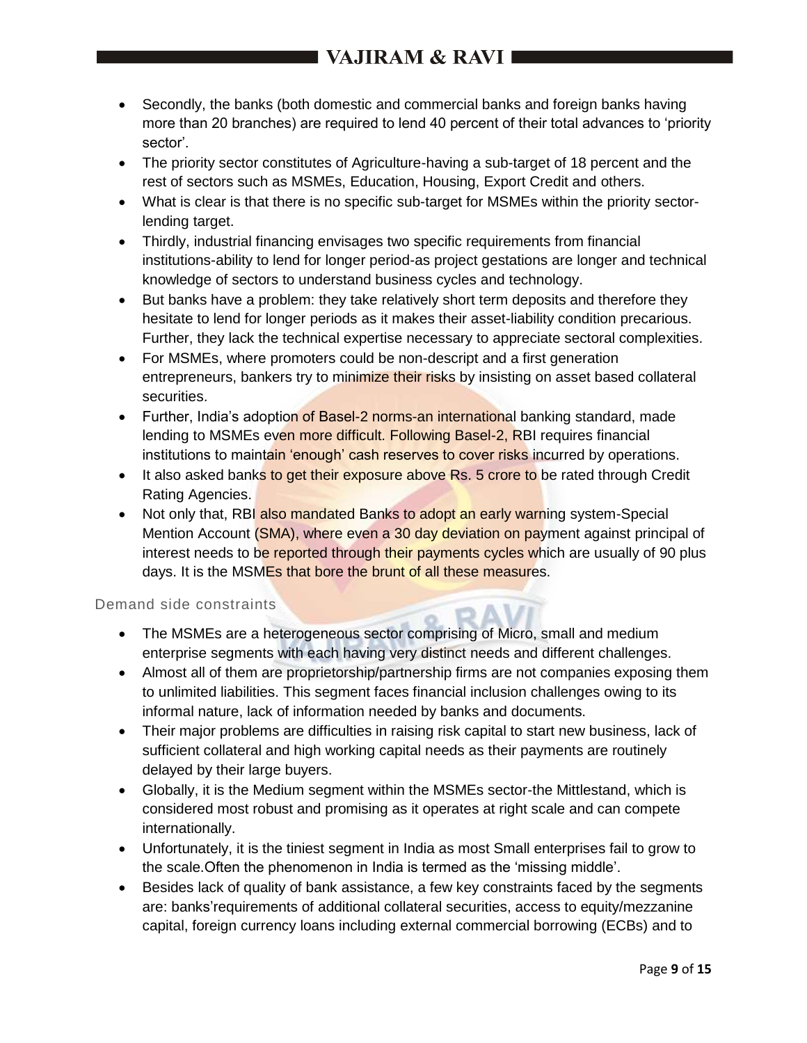- Secondly, the banks (both domestic and commercial banks and foreign banks having more than 20 branches) are required to lend 40 percent of their total advances to 'priority sector'.
- The priority sector constitutes of Agriculture-having a sub-target of 18 percent and the rest of sectors such as MSMEs, Education, Housing, Export Credit and others.
- What is clear is that there is no specific sub-target for MSMEs within the priority sector-lending target.
- Thirdly, industrial financing envisages two specific requirements from financial institutions-ability to lend for longer period-as project gestations are longer and technical knowledge of sectors to understand business cycles and technology.
- But banks have a problem: they take relatively short term deposits and therefore they hesitate to lend for longer periods as it makes their asset-liability condition precarious. Further, they lack the technical expertise necessary to appreciate sectoral complexities.
- For MSMEs, where promoters could be non-descript and a first generation entrepreneurs, bankers try to minimize their risks by insisting on asset based collateral securities.
- Further, India's adoption of Basel-2 norms-an international banking standard, made lending to MSMEs even more difficult. Following Basel-2, RBI requires financial institutions to maintain 'enough' cash reserves to cover risks incurred by operations.
- It also asked banks to get their exposure above Rs. 5 crore to be rated through Credit Rating Agencies.
- Not only that, RBI also mandated Banks to adopt an early warning system-Special Mention Account (SMA), where even a 30 day deviation on payment against principal of interest needs to be reported through their payments cycles which are usually of 90 plus days. It is the MSMEs that bore the brunt of all these measures.

### Demand side constraints

- The MSMEs are a heterogeneous sector comprising of Micro, small and medium enterprise segments with each having very distinct needs and different challenges.
- Almost all of them are proprietorship/partnership firms are not companies exposing them to unlimited liabilities. This segment faces financial inclusion challenges owing to its informal nature, lack of information needed by banks and documents.
- Their major problems are difficulties in raising risk capital to start new business, lack of sufficient collateral and high working capital needs as their payments are routinely delayed by their large buyers.
- Globally, it is the Medium segment within the MSMEs sector-the Mittlestand, which is considered most robust and promising as it operates at right scale and can compete internationally.
- Unfortunately, it is the tiniest segment in India as most Small enterprises fail to grow to the scale.Often the phenomenon in India is termed as the 'missing middle'.
- Besides lack of quality of bank assistance, a few key constraints faced by the segments are: banks'requirements of additional collateral securities, access to equity/mezzanine capital, foreign currency loans including external commercial borrowing (ECBs) and to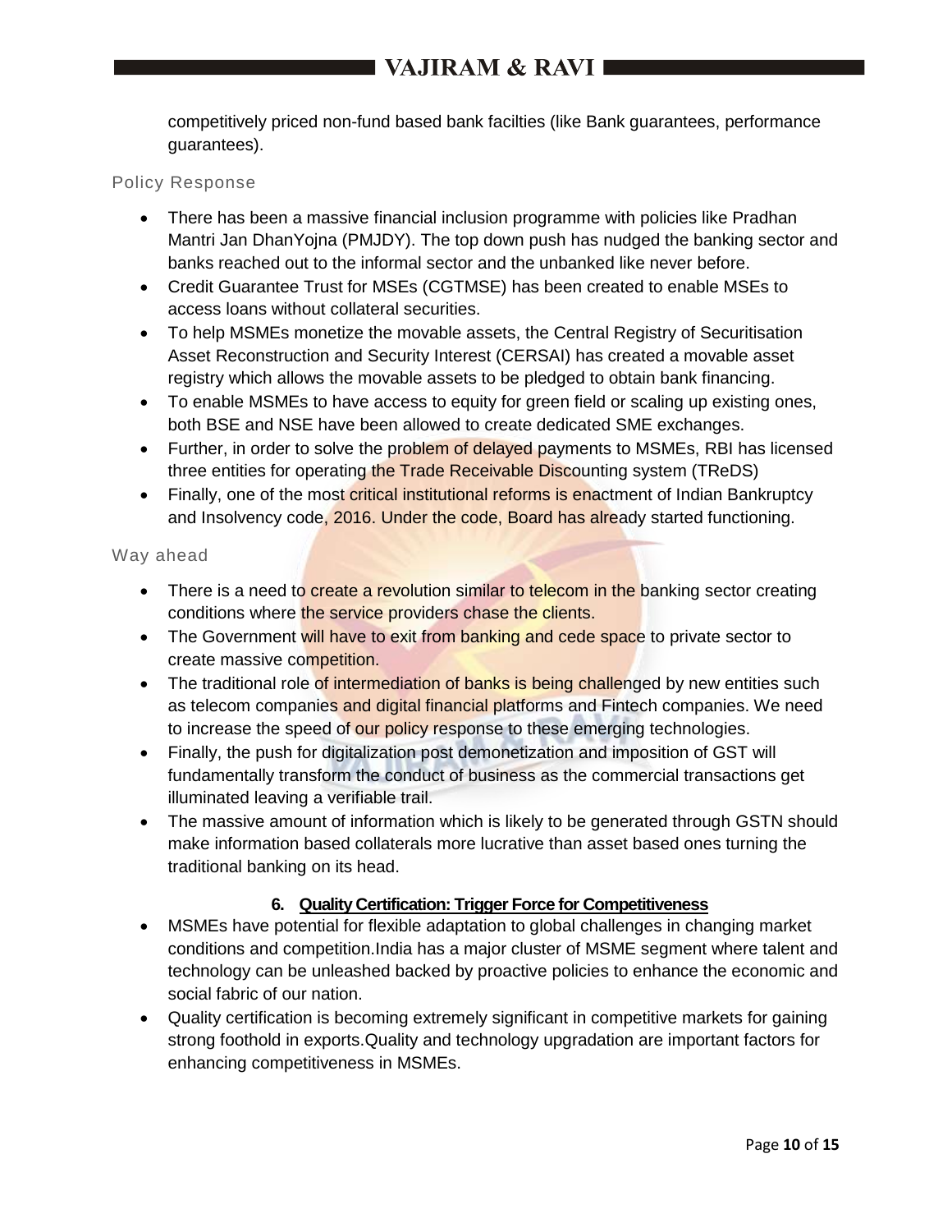competitively priced non-fund based bank facilties (like Bank guarantees, performance guarantees).

### Policy Response

- There has been a massive financial inclusion programme with policies like Pradhan Mantri Jan DhanYojna (PMJDY). The top down push has nudged the banking sector and banks reached out to the informal sector and the unbanked like never before.
- Credit Guarantee Trust for MSEs (CGTMSE) has been created to enable MSEs to access loans without collateral securities.
- To help MSMEs monetize the movable assets, the Central Registry of Securitisation Asset Reconstruction and Security Interest (CERSAI) has created a movable asset registry which allows the movable assets to be pledged to obtain bank financing.
- To enable MSMEs to have access to equity for green field or scaling up existing ones, both BSE and NSE have been allowed to create dedicated SME exchanges.
- Further, in order to solve the problem of delayed payments to MSMEs, RBI has licensed three entities for operating the Trade Receivable Discounting system (TReDS)
- Finally, one of the most critical institutional reforms is enactment of Indian Bankruptcy and Insolvency code, 2016. Under the code, Board has already started functioning.

### Way ahead

- There is a need to create a revolution similar to telecom in the banking sector creating conditions where the service providers chase the clients.
- The Government will have to exit from banking and cede space to private sector to create massive competition.
- The traditional role of intermediation of banks is being challenged by new entities such as telecom companies and digital financial platforms and Fintech companies. We need to increase the speed of our policy response to these emerging technologies.
- Finally, the push for digitalization post demonetization and imposition of GST will fundamentally transform the conduct of business as the commercial transactions get illuminated leaving a verifiable trail.
- The massive amount of information which is likely to be generated through GSTN should make information based collaterals more lucrative than asset based ones turning the traditional banking on its head.

## 6. Quality Certification: Trigger Force for Competitiveness

- MSMEs have potential for flexible adaptation to global challenges in changing market conditions and competition.India has a major cluster of MSME segment where talent and technology can be unleashed backed by proactive policies to enhance the economic and social fabric of our nation.
- Quality certification is becoming extremely significant in competitive markets for gaining strong foothold in exports.Quality and technology upgradation are important factors for enhancing competitiveness in MSMEs.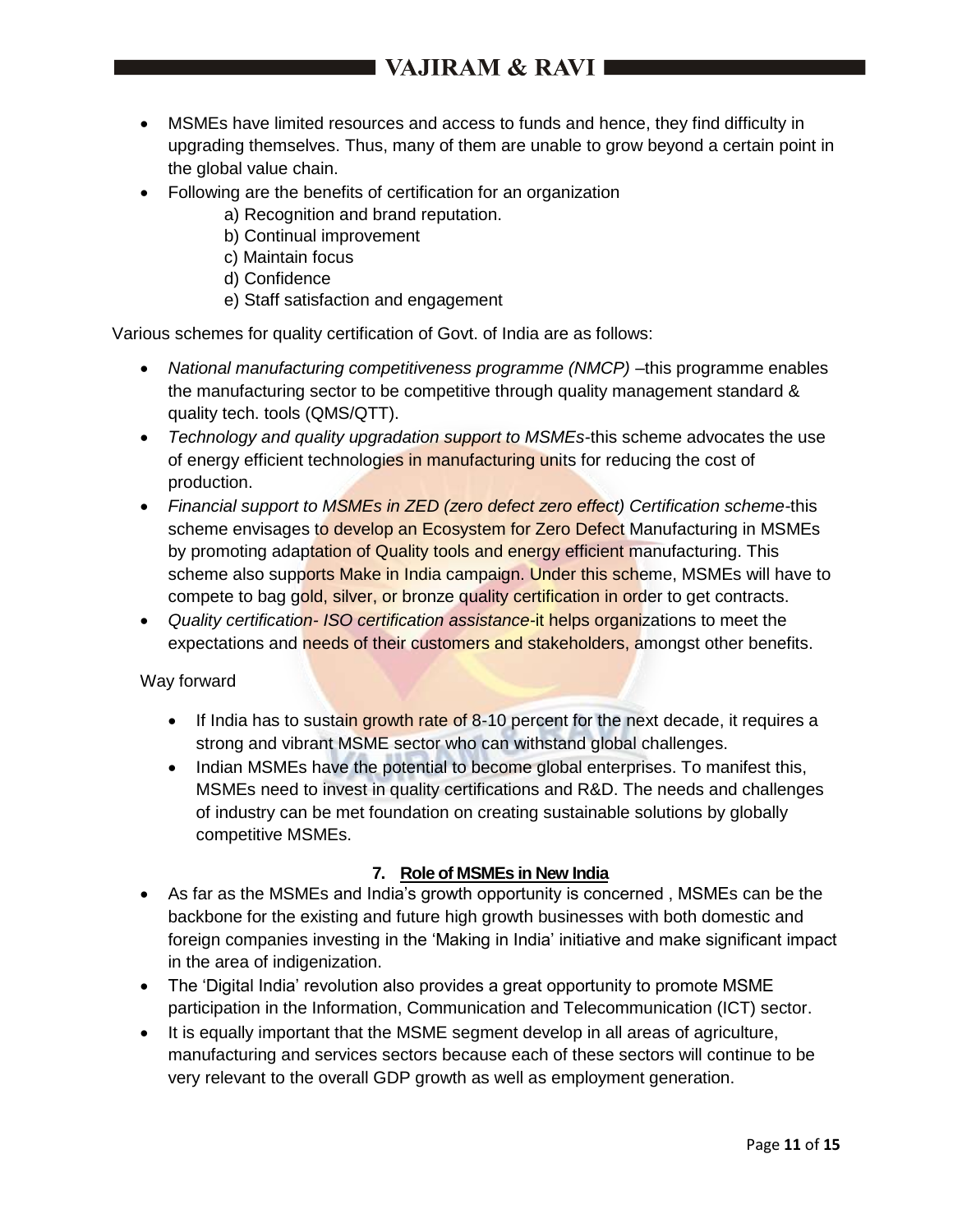- MSMEs have limited resources and access to funds and hence, they find difficulty in upgrading themselves. Thus, many of them are unable to grow beyond a certain point in the global value chain.
- Following are the benefits of certification for an organization
  - a) Recognition and brand reputation.
  - b) Continual improvement
  - c) Maintain focus
  - d) Confidence
  - e) Staff satisfaction and engagement

Various schemes for quality certification of Govt. of India are as follows:

- *National manufacturing competitiveness programme (NMCP)* –this programme enables the manufacturing sector to be competitive through quality management standard & quality tech. tools (QMS/QTT).
- *Technology and quality upgradation support to MSMEs*-this scheme advocates the use of energy efficient technologies in manufacturing units for reducing the cost of production.
- *Financial support to MSMEs in ZED (zero defect zero effect) Certification scheme*-this scheme envisages to develop an Ecosystem for Zero Defect Manufacturing in MSMEs by promoting adaptation of Quality tools and energy efficient manufacturing. This scheme also supports Make in India campaign. Under this scheme, MSMEs will have to compete to bag gold, silver, or bronze quality certification in order to get contracts.
- *Quality certification- ISO certification assistance*-it helps organizations to meet the expectations and needs of their customers and stakeholders, amongst other benefits.

Way forward

- If India has to sustain growth rate of 8-10 percent for the next decade, it requires a strong and vibrant MSME sector who can withstand global challenges.
- Indian MSMEs have the potential to become global enterprises. To manifest this, MSMEs need to invest in quality certifications and R&D. The needs and challenges of industry can be met foundation on creating sustainable solutions by globally competitive MSMEs.

## 7. Role of MSMEs in New India

- As far as the MSMEs and India's growth opportunity is concerned , MSMEs can be the backbone for the existing and future high growth businesses with both domestic and foreign companies investing in the 'Making in India' initiative and make significant impact in the area of indigenization.
- The 'Digital India' revolution also provides a great opportunity to promote MSME participation in the Information, Communication and Telecommunication (ICT) sector.
- It is equally important that the MSME segment develop in all areas of agriculture, manufacturing and services sectors because each of these sectors will continue to be very relevant to the overall GDP growth as well as employment generation.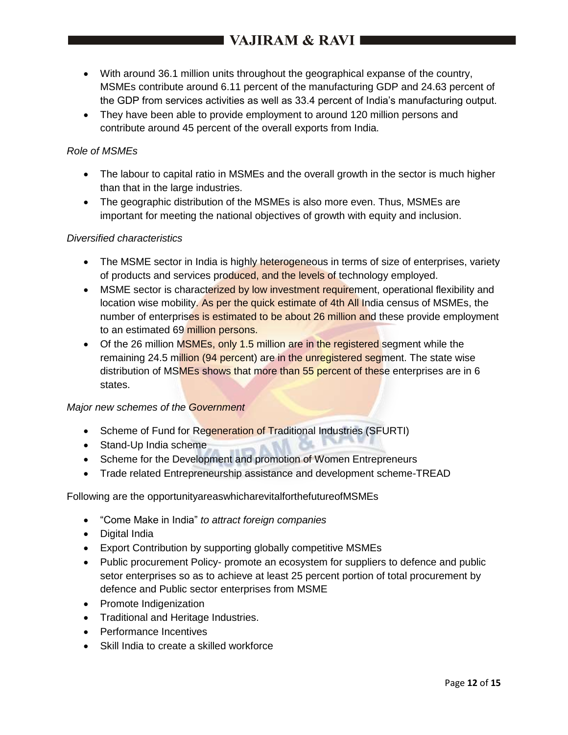- With around 36.1 million units throughout the geographical expanse of the country, MSMEs contribute around 6.11 percent of the manufacturing GDP and 24.63 percent of the GDP from services activities as well as 33.4 percent of India's manufacturing output.
- They have been able to provide employment to around 120 million persons and contribute around 45 percent of the overall exports from India.

*Role of MSMEs*

- The labour to capital ratio in MSMEs and the overall growth in the sector is much higher than that in the large industries.
- The geographic distribution of the MSMEs is also more even. Thus, MSMEs are important for meeting the national objectives of growth with equity and inclusion.

*Diversified characteristics*

- The MSME sector in India is highly heterogeneous in terms of size of enterprises, variety of products and services produced, and the levels of technology employed.
- MSME sector is characterized by low investment requirement, operational flexibility and location wise mobility. As per the quick estimate of 4th All India census of MSMEs, the number of enterprises is estimated to be about 26 million and these provide employment to an estimated 69 million persons.
- Of the 26 million MSMEs, only 1.5 million are in the registered segment while the remaining 24.5 million (94 percent) are in the unregistered segment. The state wise distribution of MSMEs shows that more than 55 percent of these enterprises are in 6 states.

*Major new schemes of the Government*

- Scheme of Fund for Regeneration of Traditional Industries (SFURTI)
- Stand-Up India scheme
- Scheme for the Development and promotion of Women Entrepreneurs
- Trade related Entrepreneurship assistance and development scheme-TREAD

Following are the opportunityareaswhicharevitalforthefutureofMSMEs

- "Come Make in India" *to attract foreign companies*
- Digital India
- Export Contribution by supporting globally competitive MSMEs
- Public procurement Policy- promote an ecosystem for suppliers to defence and public setor enterprises so as to achieve at least 25 percent portion of total procurement by defence and Public sector enterprises from MSME
- Promote Indigenization
- Traditional and Heritage Industries.
- Performance Incentives
- Skill India to create a skilled workforce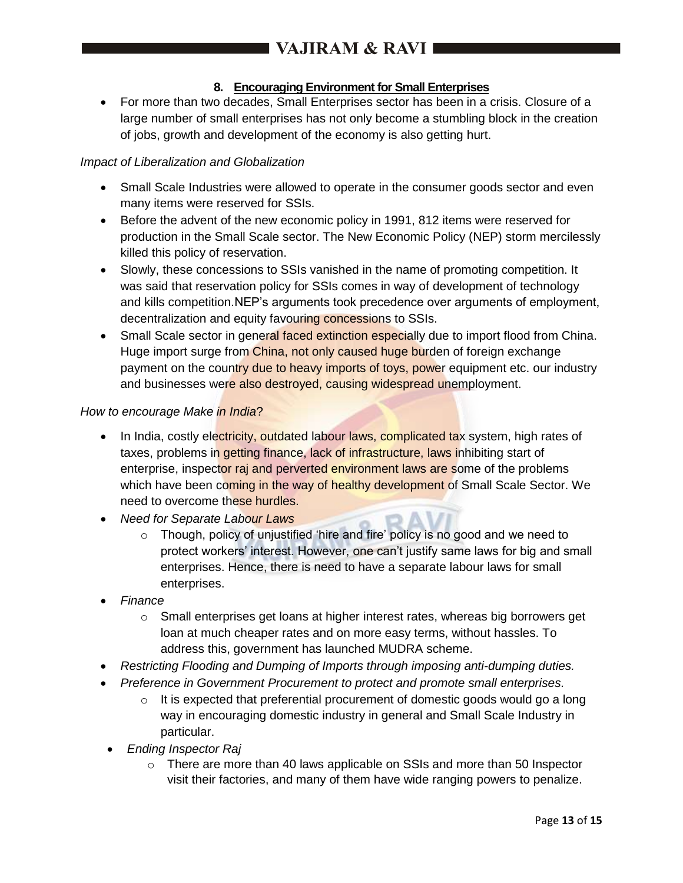## 8. Encouraging Environment for Small Enterprises

- For more than two decades, Small Enterprises sector has been in a crisis. Closure of a large number of small enterprises has not only become a stumbling block in the creation of jobs, growth and development of the economy is also getting hurt.

*Impact of Liberalization and Globalization*

- Small Scale Industries were allowed to operate in the consumer goods sector and even many items were reserved for SSIs.
- Before the advent of the new economic policy in 1991, 812 items were reserved for production in the Small Scale sector. The New Economic Policy (NEP) storm mercilessly killed this policy of reservation.
- Slowly, these concessions to SSIs vanished in the name of promoting competition. It was said that reservation policy for SSIs comes in way of development of technology and kills competition.NEP's arguments took precedence over arguments of employment, decentralization and equity favouring concessions to SSIs.
- Small Scale sector in general faced extinction especially due to import flood from China. Huge import surge from China, not only caused huge burden of foreign exchange payment on the country due to heavy imports of toys, power equipment etc. our industry and businesses were also destroyed, causing widespread unemployment.

*How to encourage Make in India*?

- In India, costly electricity, outdated labour laws, complicated tax system, high rates of taxes, problems in getting finance, lack of infrastructure, laws inhibiting start of enterprise, inspector raj and perverted environment laws are some of the problems which have been coming in the way of healthy development of Small Scale Sector. We need to overcome these hurdles.
- *Need for Separate Labour Laws*
  - Though, policy of unjustified 'hire and fire' policy is no good and we need to protect workers' interest. However, one can't justify same laws for big and small enterprises. Hence, there is need to have a separate labour laws for small enterprises.
- *Finance*
  - Small enterprises get loans at higher interest rates, whereas big borrowers get loan at much cheaper rates and on more easy terms, without hassles. To address this, government has launched MUDRA scheme.
- *Restricting Flooding and Dumping of Imports through imposing anti-dumping duties.*
- *Preference in Government Procurement to protect and promote small enterprises.*
  - It is expected that preferential procurement of domestic goods would go a long way in encouraging domestic industry in general and Small Scale Industry in particular.
- *Ending Inspector Raj*
  - There are more than 40 laws applicable on SSIs and more than 50 Inspector visit their factories, and many of them have wide ranging powers to penalize.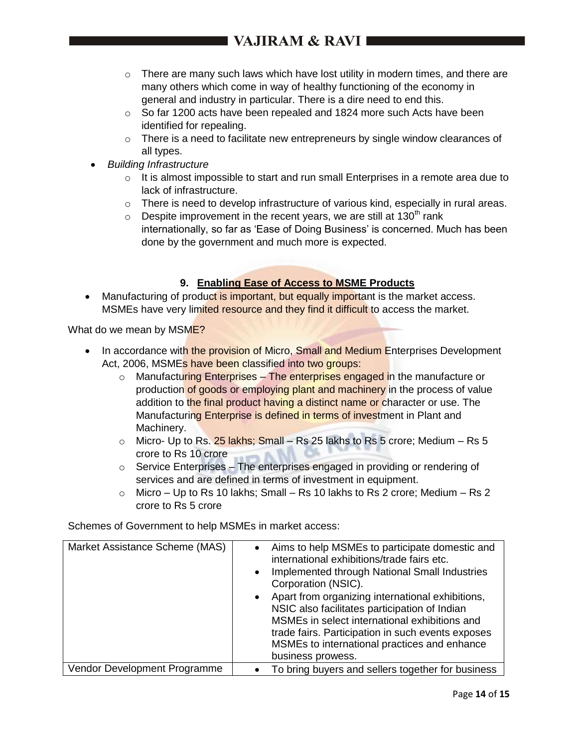- There are many such laws which have lost utility in modern times, and there are many others which come in way of healthy functioning of the economy in general and industry in particular. There is a dire need to end this.
  - So far 1200 acts have been repealed and 1824 more such Acts have been identified for repealing.
  - There is a need to facilitate new entrepreneurs by single window clearances of all types.

- *Building Infrastructure*
  - It is almost impossible to start and run small Enterprises in a remote area due to lack of infrastructure.
  - There is need to develop infrastructure of various kind, especially in rural areas.
  - Despite improvement in the recent years, we are still at 130$^{th}$ rank internationally, so far as 'Ease of Doing Business' is concerned. Much has been done by the government and much more is expected.

## 9. Enabling Ease of Access to MSME Products

- Manufacturing of product is important, but equally important is the market access. MSMEs have very limited resource and they find it difficult to access the market.

What do we mean by MSME?

- In accordance with the provision of Micro, Small and Medium Enterprises Development Act, 2006, MSMEs have been classified into two groups:
  - Manufacturing Enterprises – The enterprises engaged in the manufacture or production of goods or employing plant and machinery in the process of value addition to the final product having a distinct name or character or use. The Manufacturing Enterprise is defined in terms of investment in Plant and Machinery.
  - Micro- Up to Rs. 25 lakhs; Small – Rs 25 lakhs to Rs 5 crore; Medium – Rs 5 crore to Rs 10 crore
  - Service Enterprises – The enterprises engaged in providing or rendering of services and are defined in terms of investment in equipment.
  - Micro – Up to Rs 10 lakhs; Small – Rs 10 lakhs to Rs 2 crore; Medium – Rs 2 crore to Rs 5 crore

Schemes of Government to help MSMEs in market access:

| | |
|---|---|
| Market Assistance Scheme (MAS) | • Aims to help MSMEs to participate domestic and international exhibitions/trade fairs etc. • Implemented through National Small Industries Corporation (NSIC). • Apart from organizing international exhibitions, NSIC also facilitates participation of Indian MSMEs in select international exhibitions and trade fairs. Participation in such events exposes MSMEs to international practices and enhance business prowess. |
| Vendor Development Programme | • To bring buyers and sellers together for business |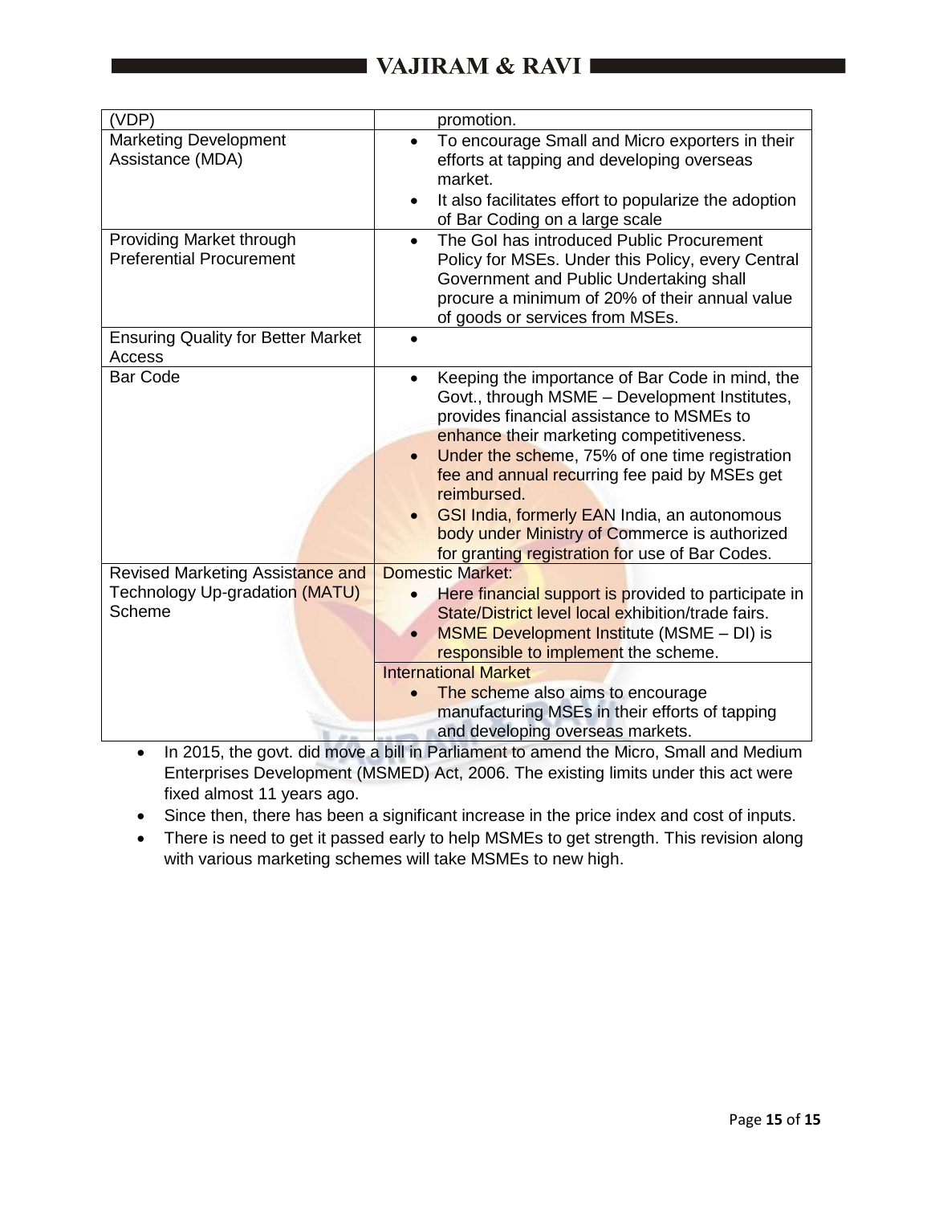| | |
|---|---|
| (VDP) | promotion. |
| Marketing Development Assistance (MDA) | • To encourage Small and Micro exporters in their efforts at tapping and developing overseas market.<br>• It also facilitates effort to popularize the adoption of Bar Coding on a large scale |
| Providing Market through Preferential Procurement | • The GoI has introduced Public Procurement Policy for MSEs. Under this Policy, every Central Government and Public Undertaking shall procure a minimum of 20% of their annual value of goods or services from MSEs. |
| Ensuring Quality for Better Market Access | • |
| Bar Code | • Keeping the importance of Bar Code in mind, the Govt., through MSME – Development Institutes, provides financial assistance to MSMEs to enhance their marketing competitiveness.<br>• Under the scheme, 75% of one time registration fee and annual recurring fee paid by MSEs get reimbursed.<br>• GSI India, formerly EAN India, an autonomous body under Ministry of Commerce is authorized for granting registration for use of Bar Codes. |
| Revised Marketing Assistance and Technology Up-gradation (MATU) Scheme | Domestic Market:<br>• Here financial support is provided to participate in State/District level local exhibition/trade fairs.<br>• MSME Development Institute (MSME – DI) is responsible to implement the scheme. |
| | International Market<br>• The scheme also aims to encourage manufacturing MSEs in their efforts of tapping and developing overseas markets. |

- In 2015, the govt. did move a bill in Parliament to amend the Micro, Small and Medium Enterprises Development (MSMED) Act, 2006. The existing limits under this act were fixed almost 11 years ago.
- Since then, there has been a significant increase in the price index and cost of inputs.
- There is need to get it passed early to help MSMEs to get strength. This revision along with various marketing schemes will take MSMEs to new high.